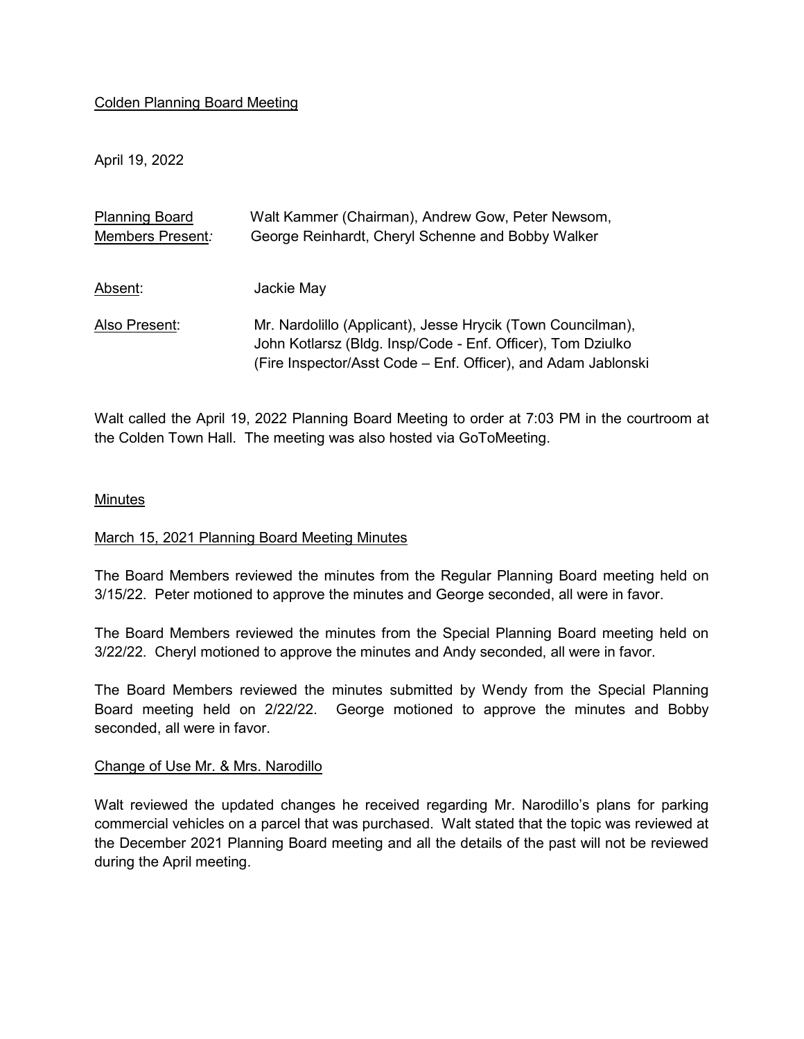Colden Planning Board Meeting

April 19, 2022

| Planning Board Members Present: | Walt Kammer (Chairman), Andrew Gow, Peter Newsom, George Reinhardt, Cheryl Schenne and Bobby Walker |
|---|---|
| Absent: | Jackie May |
| Also Present: | Mr. Nardolillo (Applicant), Jesse Hrycik (Town Councilman), John Kotlarsz (Bldg. Insp/Code - Enf. Officer), Tom Dziulko (Fire Inspector/Asst Code – Enf. Officer), and Adam Jablonski |

Walt called the April 19, 2022 Planning Board Meeting to order at 7:03 PM in the courtroom at the Colden Town Hall. The meeting was also hosted via GoToMeeting.

## Minutes

### March 15, 2021 Planning Board Meeting Minutes

The Board Members reviewed the minutes from the Regular Planning Board meeting held on 3/15/22. Peter motioned to approve the minutes and George seconded, all were in favor.

The Board Members reviewed the minutes from the Special Planning Board meeting held on 3/22/22. Cheryl motioned to approve the minutes and Andy seconded, all were in favor.

The Board Members reviewed the minutes submitted by Wendy from the Special Planning Board meeting held on 2/22/22. George motioned to approve the minutes and Bobby seconded, all were in favor.

### Change of Use Mr. & Mrs. Narodillo

Walt reviewed the updated changes he received regarding Mr. Narodillo's plans for parking commercial vehicles on a parcel that was purchased. Walt stated that the topic was reviewed at the December 2021 Planning Board meeting and all the details of the past will not be reviewed during the April meeting.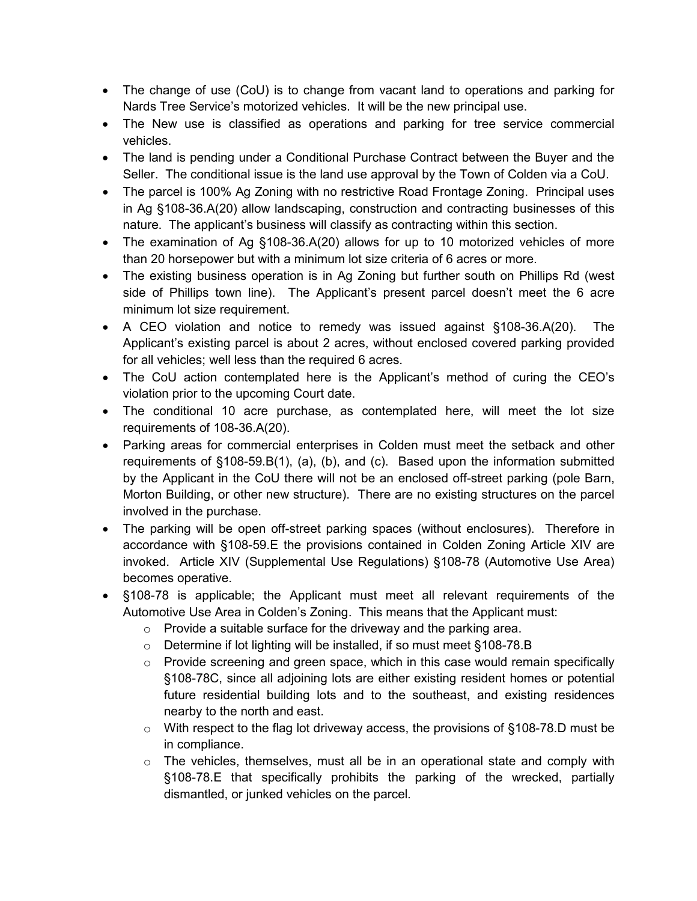- The change of use (CoU) is to change from vacant land to operations and parking for Nards Tree Service's motorized vehicles. It will be the new principal use.
- The New use is classified as operations and parking for tree service commercial vehicles.
- The land is pending under a Conditional Purchase Contract between the Buyer and the Seller. The conditional issue is the land use approval by the Town of Colden via a CoU.
- The parcel is 100% Ag Zoning with no restrictive Road Frontage Zoning. Principal uses in Ag §108-36.A(20) allow landscaping, construction and contracting businesses of this nature. The applicant's business will classify as contracting within this section.
- The examination of Ag §108-36.A(20) allows for up to 10 motorized vehicles of more than 20 horsepower but with a minimum lot size criteria of 6 acres or more.
- The existing business operation is in Ag Zoning but further south on Phillips Rd (west side of Phillips town line). The Applicant's present parcel doesn't meet the 6 acre minimum lot size requirement.
- A CEO violation and notice to remedy was issued against §108-36.A(20). The Applicant's existing parcel is about 2 acres, without enclosed covered parking provided for all vehicles; well less than the required 6 acres.
- The CoU action contemplated here is the Applicant's method of curing the CEO's violation prior to the upcoming Court date.
- The conditional 10 acre purchase, as contemplated here, will meet the lot size requirements of 108-36.A(20).
- Parking areas for commercial enterprises in Colden must meet the setback and other requirements of §108-59.B(1), (a), (b), and (c). Based upon the information submitted by the Applicant in the CoU there will not be an enclosed off-street parking (pole Barn, Morton Building, or other new structure). There are no existing structures on the parcel involved in the purchase.
- The parking will be open off-street parking spaces (without enclosures). Therefore in accordance with §108-59.E the provisions contained in Colden Zoning Article XIV are invoked. Article XIV (Supplemental Use Regulations) §108-78 (Automotive Use Area) becomes operative.
- §108-78 is applicable; the Applicant must meet all relevant requirements of the Automotive Use Area in Colden's Zoning. This means that the Applicant must:
  - Provide a suitable surface for the driveway and the parking area.
  - Determine if lot lighting will be installed, if so must meet §108-78.B
  - Provide screening and green space, which in this case would remain specifically §108-78C, since all adjoining lots are either existing resident homes or potential future residential building lots and to the southeast, and existing residences nearby to the north and east.
  - With respect to the flag lot driveway access, the provisions of §108-78.D must be in compliance.
  - The vehicles, themselves, must all be in an operational state and comply with §108-78.E that specifically prohibits the parking of the wrecked, partially dismantled, or junked vehicles on the parcel.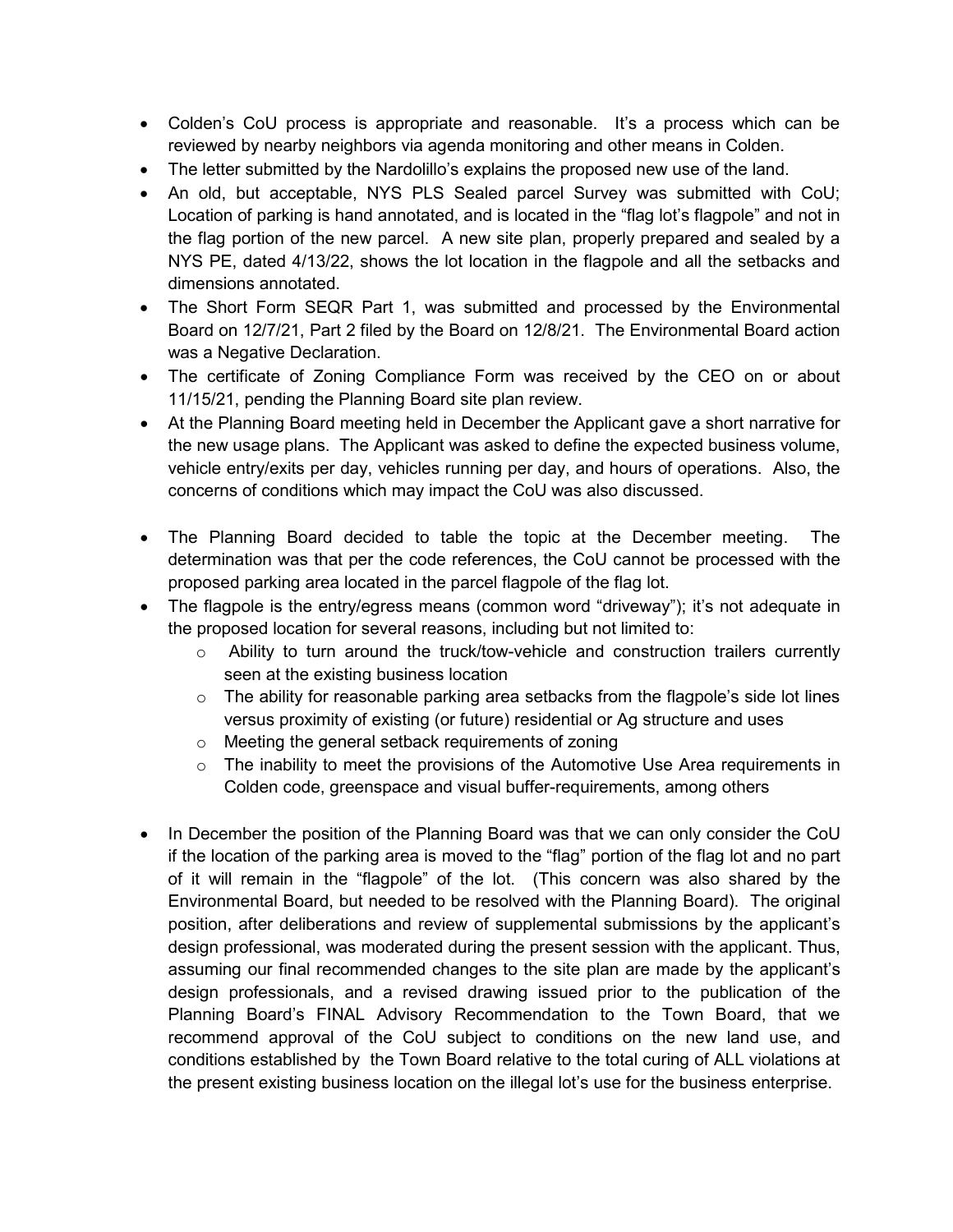- Colden's CoU process is appropriate and reasonable. It's a process which can be reviewed by nearby neighbors via agenda monitoring and other means in Colden.
- The letter submitted by the Nardolillo's explains the proposed new use of the land.
- An old, but acceptable, NYS PLS Sealed parcel Survey was submitted with CoU; Location of parking is hand annotated, and is located in the "flag lot's flagpole" and not in the flag portion of the new parcel. A new site plan, properly prepared and sealed by a NYS PE, dated 4/13/22, shows the lot location in the flagpole and all the setbacks and dimensions annotated.
- The Short Form SEQR Part 1, was submitted and processed by the Environmental Board on 12/7/21, Part 2 filed by the Board on 12/8/21. The Environmental Board action was a Negative Declaration.
- The certificate of Zoning Compliance Form was received by the CEO on or about 11/15/21, pending the Planning Board site plan review.
- At the Planning Board meeting held in December the Applicant gave a short narrative for the new usage plans. The Applicant was asked to define the expected business volume, vehicle entry/exits per day, vehicles running per day, and hours of operations. Also, the concerns of conditions which may impact the CoU was also discussed.
- The Planning Board decided to table the topic at the December meeting. The determination was that per the code references, the CoU cannot be processed with the proposed parking area located in the parcel flagpole of the flag lot.
- The flagpole is the entry/egress means (common word "driveway"); it's not adequate in the proposed location for several reasons, including but not limited to:
  - Ability to turn around the truck/tow-vehicle and construction trailers currently seen at the existing business location
  - The ability for reasonable parking area setbacks from the flagpole's side lot lines versus proximity of existing (or future) residential or Ag structure and uses
  - Meeting the general setback requirements of zoning
  - The inability to meet the provisions of the Automotive Use Area requirements in Colden code, greenspace and visual buffer-requirements, among others
- In December the position of the Planning Board was that we can only consider the CoU if the location of the parking area is moved to the "flag" portion of the flag lot and no part of it will remain in the "flagpole" of the lot. (This concern was also shared by the Environmental Board, but needed to be resolved with the Planning Board). The original position, after deliberations and review of supplemental submissions by the applicant's design professional, was moderated during the present session with the applicant. Thus, assuming our final recommended changes to the site plan are made by the applicant's design professionals, and a revised drawing issued prior to the publication of the Planning Board's FINAL Advisory Recommendation to the Town Board, that we recommend approval of the CoU subject to conditions on the new land use, and conditions established by the Town Board relative to the total curing of ALL violations at the present existing business location on the illegal lot's use for the business enterprise.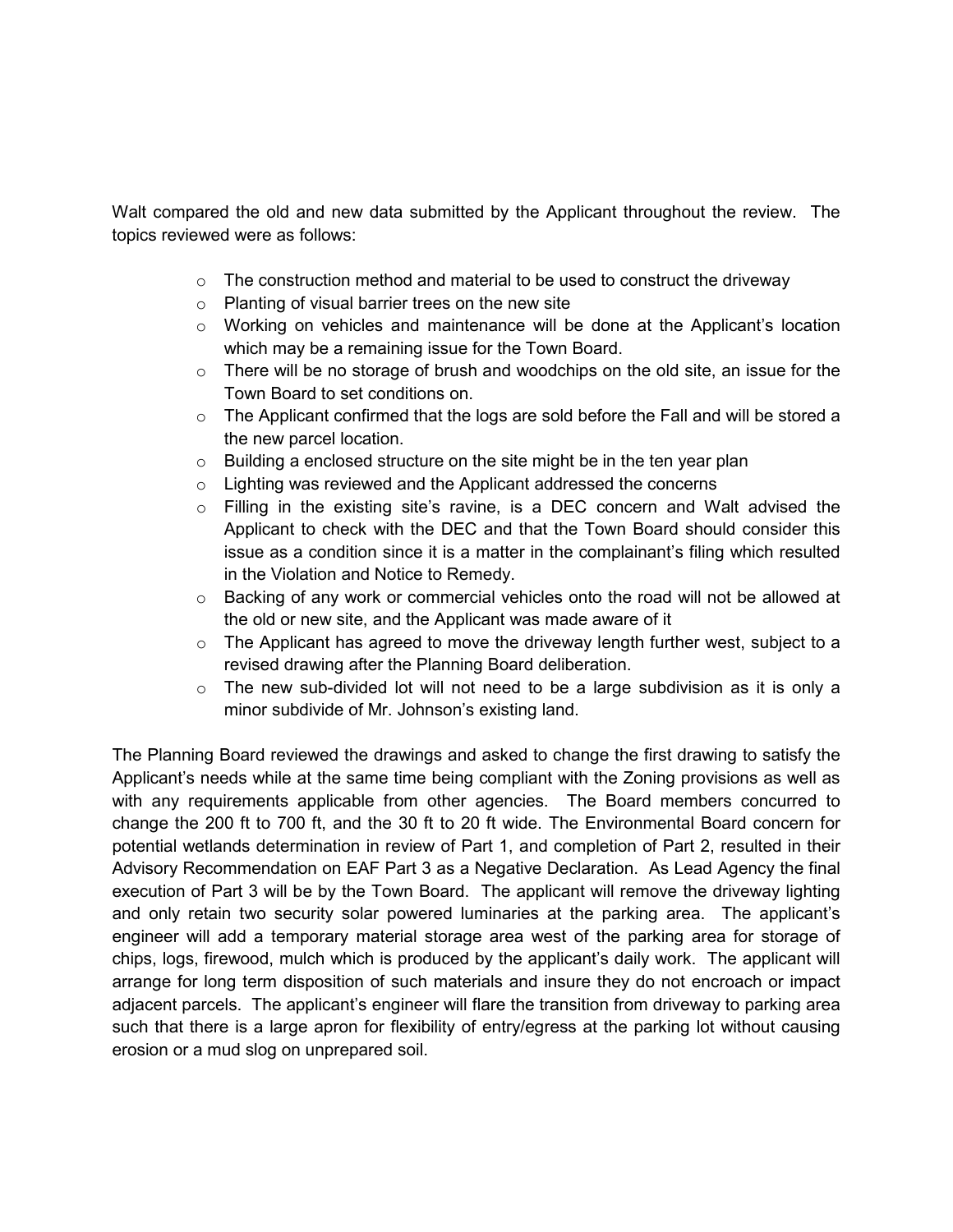Walt compared the old and new data submitted by the Applicant throughout the review. The topics reviewed were as follows:

- The construction method and material to be used to construct the driveway
- Planting of visual barrier trees on the new site
- Working on vehicles and maintenance will be done at the Applicant's location which may be a remaining issue for the Town Board.
- There will be no storage of brush and woodchips on the old site, an issue for the Town Board to set conditions on.
- The Applicant confirmed that the logs are sold before the Fall and will be stored a the new parcel location.
- Building a enclosed structure on the site might be in the ten year plan
- Lighting was reviewed and the Applicant addressed the concerns
- Filling in the existing site's ravine, is a DEC concern and Walt advised the Applicant to check with the DEC and that the Town Board should consider this issue as a condition since it is a matter in the complainant's filing which resulted in the Violation and Notice to Remedy.
- Backing of any work or commercial vehicles onto the road will not be allowed at the old or new site, and the Applicant was made aware of it
- The Applicant has agreed to move the driveway length further west, subject to a revised drawing after the Planning Board deliberation.
- The new sub-divided lot will not need to be a large subdivision as it is only a minor subdivide of Mr. Johnson's existing land.

The Planning Board reviewed the drawings and asked to change the first drawing to satisfy the Applicant's needs while at the same time being compliant with the Zoning provisions as well as with any requirements applicable from other agencies. The Board members concurred to change the 200 ft to 700 ft, and the 30 ft to 20 ft wide. The Environmental Board concern for potential wetlands determination in review of Part 1, and completion of Part 2, resulted in their Advisory Recommendation on EAF Part 3 as a Negative Declaration. As Lead Agency the final execution of Part 3 will be by the Town Board. The applicant will remove the driveway lighting and only retain two security solar powered luminaries at the parking area. The applicant's engineer will add a temporary material storage area west of the parking area for storage of chips, logs, firewood, mulch which is produced by the applicant's daily work. The applicant will arrange for long term disposition of such materials and insure they do not encroach or impact adjacent parcels. The applicant's engineer will flare the transition from driveway to parking area such that there is a large apron for flexibility of entry/egress at the parking lot without causing erosion or a mud slog on unprepared soil.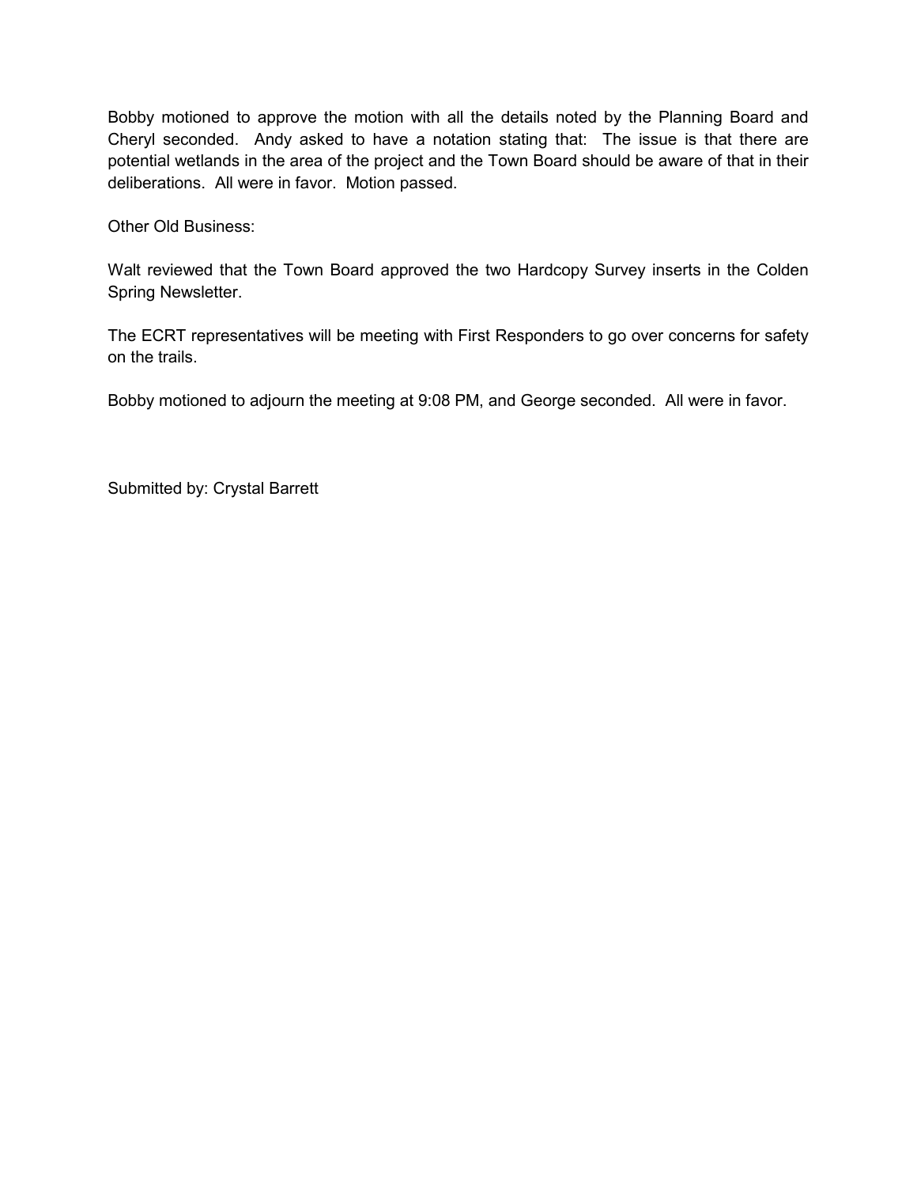Bobby motioned to approve the motion with all the details noted by the Planning Board and Cheryl seconded. Andy asked to have a notation stating that: The issue is that there are potential wetlands in the area of the project and the Town Board should be aware of that in their deliberations. All were in favor. Motion passed.

Other Old Business:

Walt reviewed that the Town Board approved the two Hardcopy Survey inserts in the Colden Spring Newsletter.

The ECRT representatives will be meeting with First Responders to go over concerns for safety on the trails.

Bobby motioned to adjourn the meeting at 9:08 PM, and George seconded. All were in favor.

Submitted by: Crystal Barrett